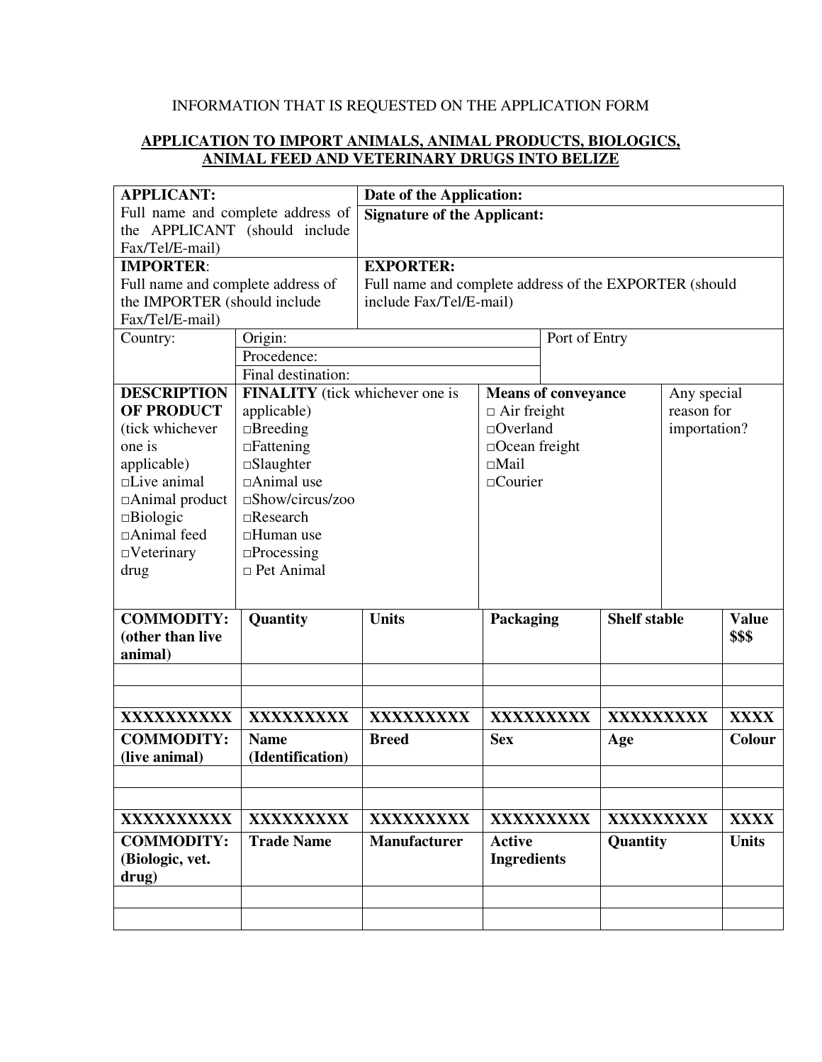INFORMATION THAT IS REQUESTED ON THE APPLICATION FORM

## APPLICATION TO IMPORT ANIMALS, ANIMAL PRODUCTS, BIOLOGICS, ANIMAL FEED AND VETERINARY DRUGS INTO BELIZE

| **APPLICANT:**<br>Full name and complete address of the APPLICANT (should include Fax/Tel/E-mail) | **Date of the Application:**<br>**Signature of the Applicant:** |
|---|---|
| **IMPORTER**:<br>Full name and complete address of the IMPORTER (should include Fax/Tel/E-mail) | **EXPORTER:**<br>Full name and complete address of the EXPORTER (should include Fax/Tel/E-mail) |

| Country: | Origin: | Port of Entry |
|---|---|---|
| | Procedence: | |
| | Final destination: | |

| **DESCRIPTION OF PRODUCT** (tick whichever one is applicable) | **FINALITY** (tick whichever one is applicable) | **Means of conveyance** | Any special reason for importation? |
|---|---|---|---|
| □Live animal<br>□Animal product<br>□Biologic<br>□Animal feed<br>□Veterinary drug | □Breeding<br>□Fattening<br>□Slaughter<br>□Animal use<br>□Show/circus/zoo<br>□Research<br>□Human use<br>□Processing<br>□ Pet Animal | □ Air freight<br>□Overland<br>□Ocean freight<br>□Mail<br>□Courier | |

| **COMMODITY: (other than live animal)** | **Quantity** | **Units** | **Packaging** | **Shelf stable** | **Value $$$** |
|---|---|---|---|---|---|
| | | | | | |
| | | | | | |
| **XXXXXXXXXX** | **XXXXXXXXX** | **XXXXXXXXX** | **XXXXXXXXX** | **XXXXXXXXX** | **XXXX** |
| **COMMODITY: (live animal)** | **Name (Identification)** | **Breed** | **Sex** | **Age** | **Colour** |
| | | | | | |
| | | | | | |
| **XXXXXXXXXX** | **XXXXXXXXX** | **XXXXXXXXX** | **XXXXXXXXX** | **XXXXXXXXX** | **XXXX** |
| **COMMODITY: (Biologic, vet. drug)** | **Trade Name** | **Manufacturer** | **Active Ingredients** | **Quantity** | **Units** |
| | | | | | |
| | | | | | |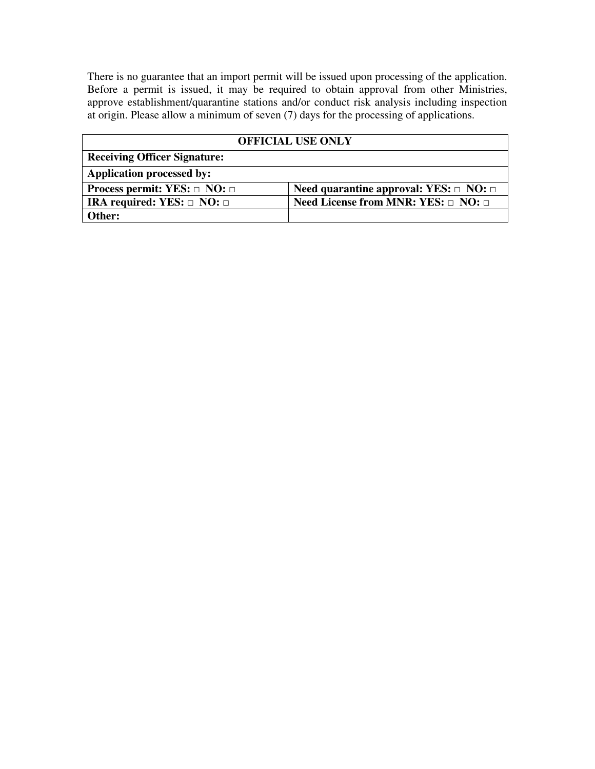There is no guarantee that an import permit will be issued upon processing of the application. Before a permit is issued, it may be required to obtain approval from other Ministries, approve establishment/quarantine stations and/or conduct risk analysis including inspection at origin. Please allow a minimum of seven (7) days for the processing of applications.

| **OFFICIAL USE ONLY** | |
|---|---|
| **Receiving Officer Signature:** | |
| **Application processed by:** | |
| **Process permit: YES: □ NO: □** | **Need quarantine approval: YES: □ NO: □** |
| **IRA required: YES: □ NO: □** | **Need License from MNR: YES: □ NO: □** |
| **Other:** | |